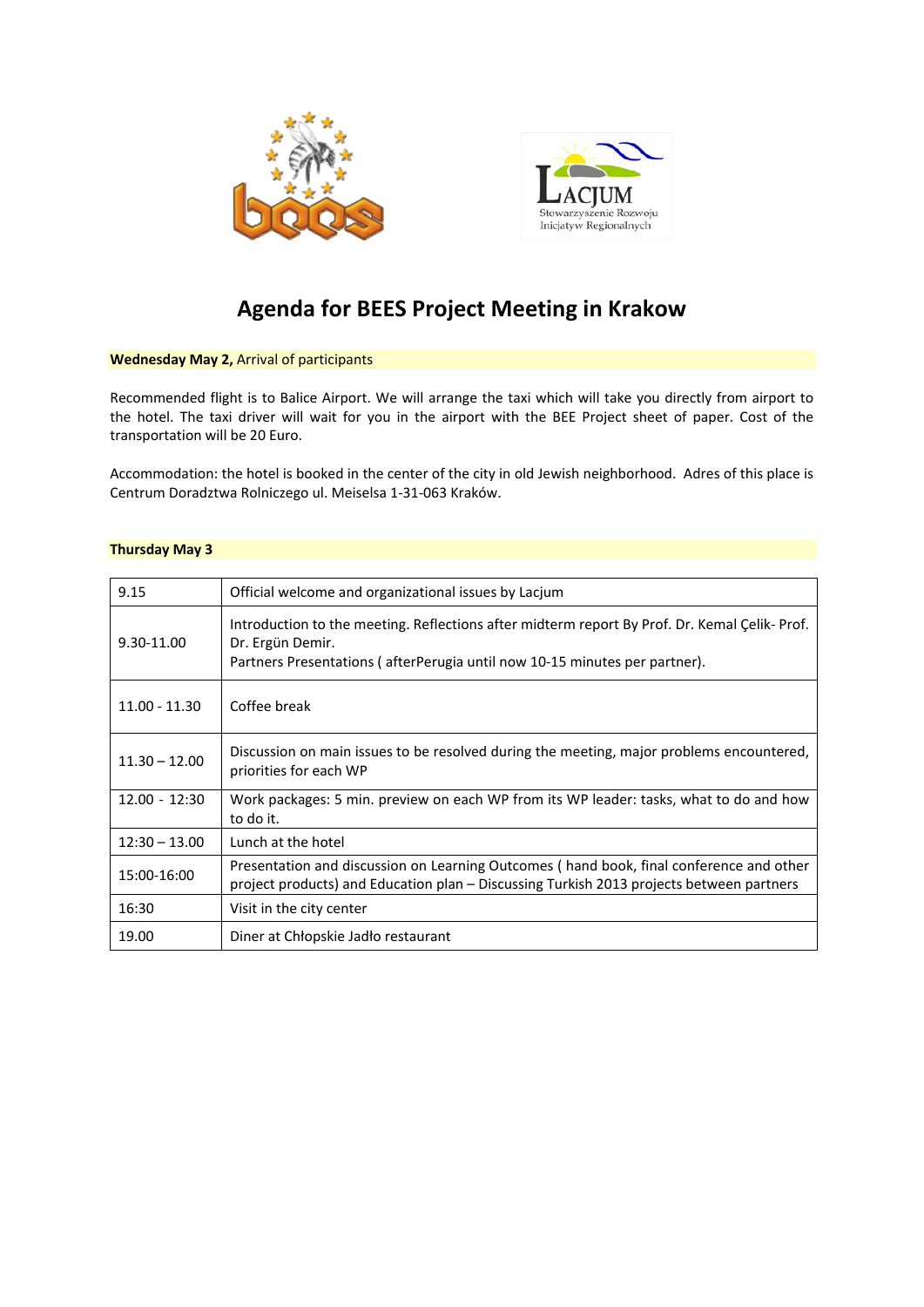# Agenda for BEES Project Meeting in Krakow

**Wednesday May 2,** Arrival of participants

Recommended flight is to Balice Airport. We will arrange the taxi which will take you directly from airport to the hotel. The taxi driver will wait for you in the airport with the BEE Project sheet of paper. Cost of the transportation will be 20 Euro.

Accommodation: the hotel is booked in the center of the city in old Jewish neighborhood. Adres of this place is Centrum Doradztwa Rolniczego ul. Meiselsa 1-31-063 Kraków.

**Thursday May 3**

| | |
|---|---|
| 9.15 | Official welcome and organizational issues by Lacjum |
| 9.30-11.00 | Introduction to the meeting. Reflections after midterm report By Prof. Dr. Kemal Çelik- Prof. Dr. Ergün Demir.<br>Partners Presentations ( afterPerugia until now 10-15 minutes per partner). |
| 11.00 - 11.30 | Coffee break |
| 11.30 – 12.00 | Discussion on main issues to be resolved during the meeting, major problems encountered, priorities for each WP |
| 12.00 - 12:30 | Work packages: 5 min. preview on each WP from its WP leader: tasks, what to do and how to do it. |
| 12:30 – 13.00 | Lunch at the hotel |
| 15:00-16:00 | Presentation and discussion on Learning Outcomes ( hand book, final conference and other project products) and Education plan – Discussing Turkish 2013 projects between partners |
| 16:30 | Visit in the city center |
| 19.00 | Diner at Chłopskie Jadło restaurant |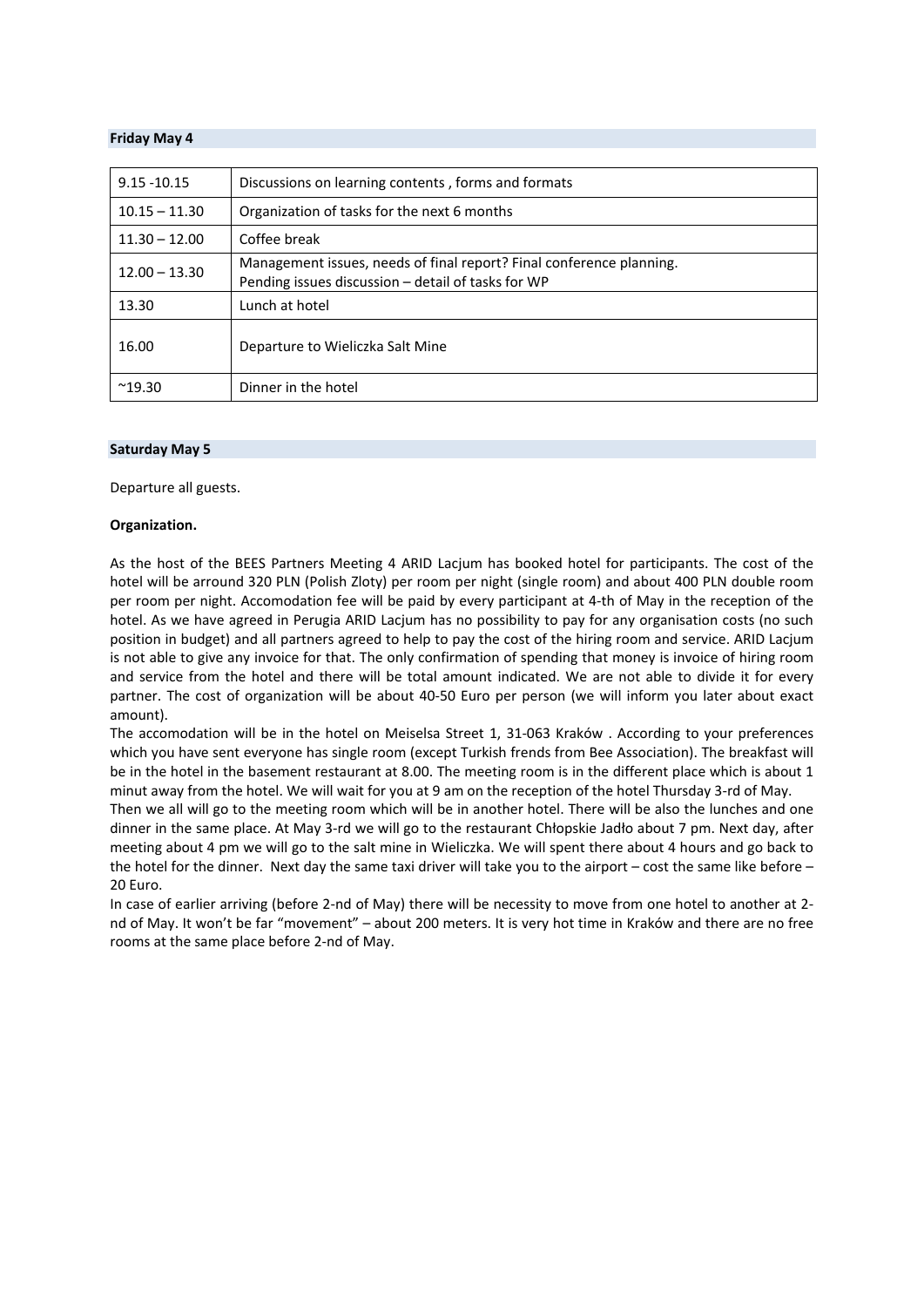**Friday May 4**

| | |
|---|---|
| 9.15 -10.15 | Discussions on learning contents , forms and formats |
| 10.15 – 11.30 | Organization of tasks for the next 6 months |
| 11.30 – 12.00 | Coffee break |
| 12.00 – 13.30 | Management issues, needs of final report? Final conference planning.<br>Pending issues discussion – detail of tasks for WP |
| 13.30 | Lunch at hotel |
| 16.00 | Departure to Wieliczka Salt Mine |
| ~19.30 | Dinner in the hotel |

**Saturday May 5**

Departure all guests.

**Organization.**

As the host of the BEES Partners Meeting 4 ARID Lacjum has booked hotel for participants. The cost of the hotel will be arround 320 PLN (Polish Zloty) per room per night (single room) and about 400 PLN double room per room per night. Accomodation fee will be paid by every participant at 4-th of May in the reception of the hotel. As we have agreed in Perugia ARID Lacjum has no possibility to pay for any organisation costs (no such position in budget) and all partners agreed to help to pay the cost of the hiring room and service. ARID Lacjum is not able to give any invoice for that. The only confirmation of spending that money is invoice of hiring room and service from the hotel and there will be total amount indicated. We are not able to divide it for every partner. The cost of organization will be about 40-50 Euro per person (we will inform you later about exact amount).

The accomodation will be in the hotel on Meiselsa Street 1, 31-063 Kraków . According to your preferences which you have sent everyone has single room (except Turkish frends from Bee Association). The breakfast will be in the hotel in the basement restaurant at 8.00. The meeting room is in the different place which is about 1 minut away from the hotel. We will wait for you at 9 am on the reception of the hotel Thursday 3-rd of May.

Then we all will go to the meeting room which will be in another hotel. There will be also the lunches and one dinner in the same place. At May 3-rd we will go to the restaurant Chłopskie Jadło about 7 pm. Next day, after meeting about 4 pm we will go to the salt mine in Wieliczka. We will spent there about 4 hours and go back to the hotel for the dinner. Next day the same taxi driver will take you to the airport – cost the same like before – 20 Euro.

In case of earlier arriving (before 2-nd of May) there will be necessity to move from one hotel to another at 2-nd of May. It won't be far "movement" – about 200 meters. It is very hot time in Kraków and there are no free rooms at the same place before 2-nd of May.